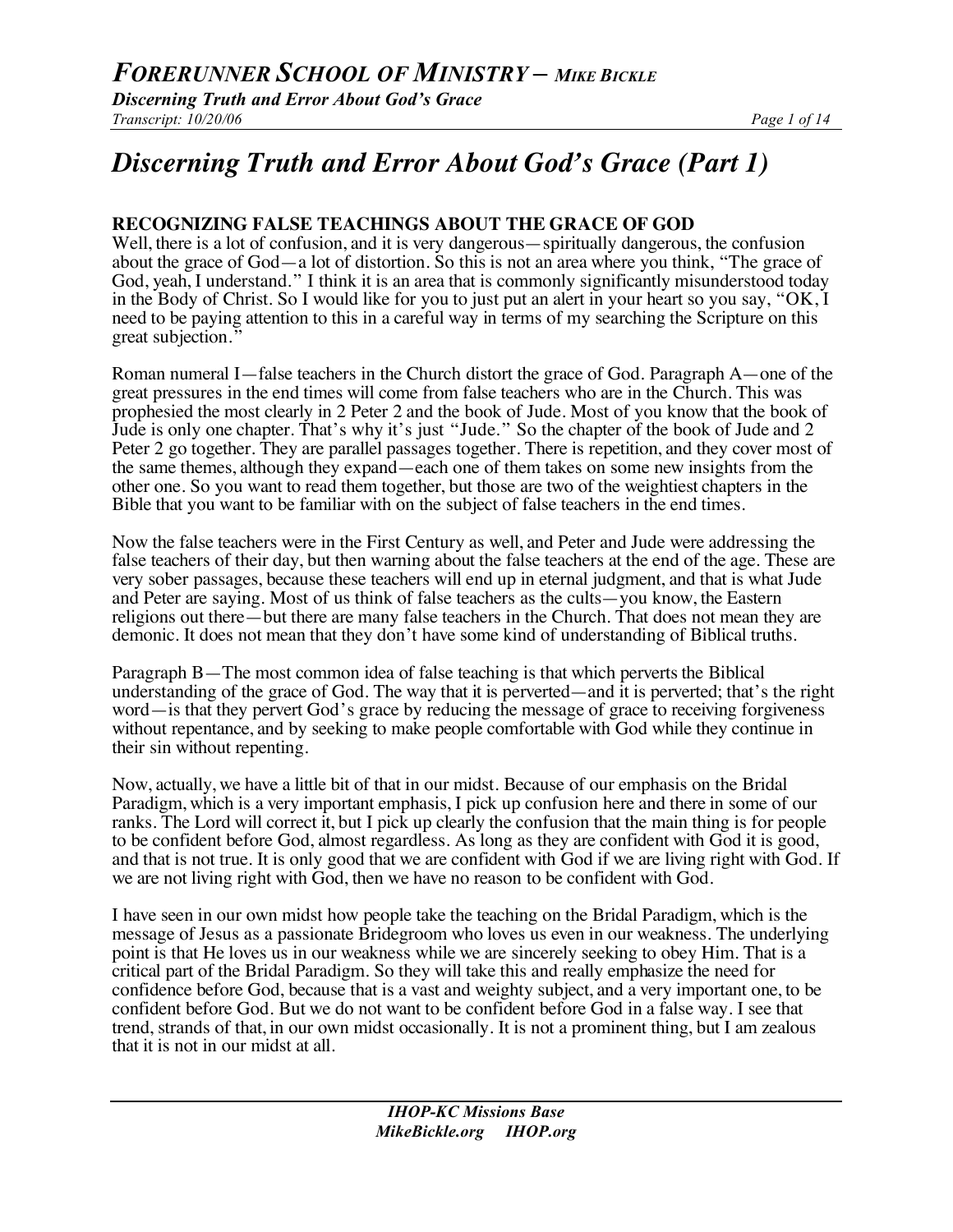# *Discerning Truth and Error About God's Grace (Part 1)*

## RECOGNIZING FALSE TEACHINGS ABOUT THE GRACE OF GOD

Well, there is a lot of confusion, and it is very dangerous—spiritually dangerous, the confusion about the grace of God—a lot of distortion. So this is not an area where you think, "The grace of God, yeah, I understand." I think it is an area that is commonly significantly misunderstood today in the Body of Christ. So I would like for you to just put an alert in your heart so you say, "OK, I need to be paying attention to this in a careful way in terms of my searching the Scripture on this great subjection."

Roman numeral I—false teachers in the Church distort the grace of God. Paragraph A—one of the great pressures in the end times will come from false teachers who are in the Church. This was prophesied the most clearly in 2 Peter 2 and the book of Jude. Most of you know that the book of Jude is only one chapter. That's why it's just "Jude." So the chapter of the book of Jude and 2 Peter 2 go together. They are parallel passages together. There is repetition, and they cover most of the same themes, although they expand—each one of them takes on some new insights from the other one. So you want to read them together, but those are two of the weightiest chapters in the Bible that you want to be familiar with on the subject of false teachers in the end times.

Now the false teachers were in the First Century as well, and Peter and Jude were addressing the false teachers of their day, but then warning about the false teachers at the end of the age. These are very sober passages, because these teachers will end up in eternal judgment, and that is what Jude and Peter are saying. Most of us think of false teachers as the cults—you know, the Eastern religions out there—but there are many false teachers in the Church. That does not mean they are demonic. It does not mean that they don't have some kind of understanding of Biblical truths.

Paragraph B—The most common idea of false teaching is that which perverts the Biblical understanding of the grace of God. The way that it is perverted—and it is perverted; that's the right word—is that they pervert God's grace by reducing the message of grace to receiving forgiveness without repentance, and by seeking to make people comfortable with God while they continue in their sin without repenting.

Now, actually, we have a little bit of that in our midst. Because of our emphasis on the Bridal Paradigm, which is a very important emphasis, I pick up confusion here and there in some of our ranks. The Lord will correct it, but I pick up clearly the confusion that the main thing is for people to be confident before God, almost regardless. As long as they are confident with God it is good, and that is not true. It is only good that we are confident with God if we are living right with God. If we are not living right with God, then we have no reason to be confident with God.

I have seen in our own midst how people take the teaching on the Bridal Paradigm, which is the message of Jesus as a passionate Bridegroom who loves us even in our weakness. The underlying point is that He loves us in our weakness while we are sincerely seeking to obey Him. That is a critical part of the Bridal Paradigm. So they will take this and really emphasize the need for confidence before God, because that is a vast and weighty subject, and a very important one, to be confident before God. But we do not want to be confident before God in a false way. I see that trend, strands of that, in our own midst occasionally. It is not a prominent thing, but I am zealous that it is not in our midst at all.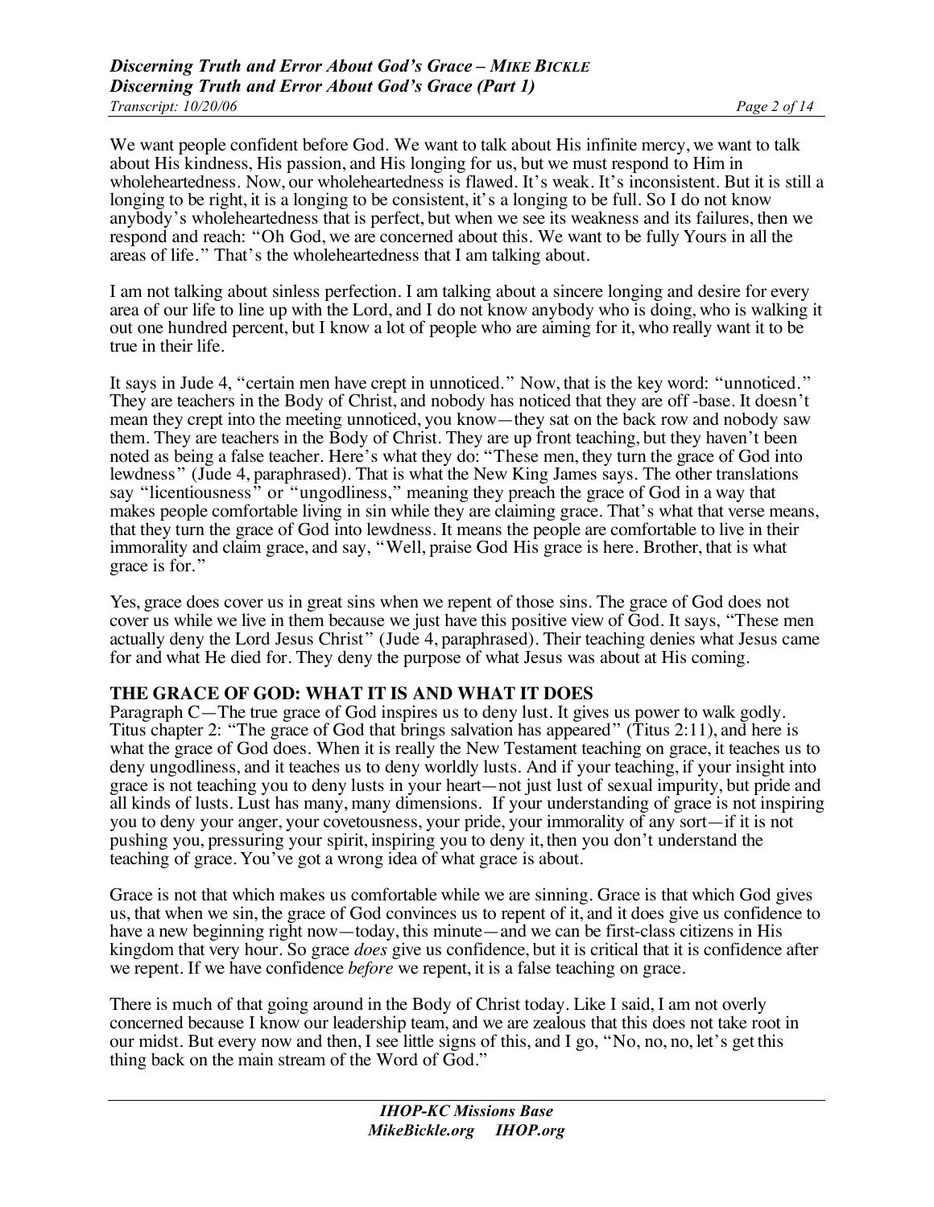We want people confident before God. We want to talk about His infinite mercy, we want to talk about His kindness, His passion, and His longing for us, but we must respond to Him in wholeheartedness. Now, our wholeheartedness is flawed. It's weak. It's inconsistent. But it is still a longing to be right, it is a longing to be consistent, it's a longing to be full. So I do not know anybody's wholeheartedness that is perfect, but when we see its weakness and its failures, then we respond and reach: "Oh God, we are concerned about this. We want to be fully Yours in all the areas of life." That's the wholeheartedness that I am talking about.

I am not talking about sinless perfection. I am talking about a sincere longing and desire for every area of our life to line up with the Lord, and I do not know anybody who is doing, who is walking it out one hundred percent, but I know a lot of people who are aiming for it, who really want it to be true in their life.

It says in Jude 4, "certain men have crept in unnoticed." Now, that is the key word: "unnoticed." They are teachers in the Body of Christ, and nobody has noticed that they are off -base. It doesn't mean they crept into the meeting unnoticed, you know—they sat on the back row and nobody saw them. They are teachers in the Body of Christ. They are up front teaching, but they haven't been noted as being a false teacher. Here's what they do: "These men, they turn the grace of God into lewdness" (Jude 4, paraphrased). That is what the New King James says. The other translations say "licentiousness" or "ungodliness," meaning they preach the grace of God in a way that makes people comfortable living in sin while they are claiming grace. That's what that verse means, that they turn the grace of God into lewdness. It means the people are comfortable to live in their immorality and claim grace, and say, "Well, praise God His grace is here. Brother, that is what grace is for."

Yes, grace does cover us in great sins when we repent of those sins. The grace of God does not cover us while we live in them because we just have this positive view of God. It says, "These men actually deny the Lord Jesus Christ" (Jude 4, paraphrased). Their teaching denies what Jesus came for and what He died for. They deny the purpose of what Jesus was about at His coming.

## THE GRACE OF GOD: WHAT IT IS AND WHAT IT DOES

Paragraph C—The true grace of God inspires us to deny lust. It gives us power to walk godly. Titus chapter 2: "The grace of God that brings salvation has appeared" (Titus 2:11), and here is what the grace of God does. When it is really the New Testament teaching on grace, it teaches us to deny ungodliness, and it teaches us to deny worldly lusts. And if your teaching, if your insight into grace is not teaching you to deny lusts in your heart—not just lust of sexual impurity, but pride and all kinds of lusts. Lust has many, many dimensions. If your understanding of grace is not inspiring you to deny your anger, your covetousness, your pride, your immorality of any sort—if it is not pushing you, pressuring your spirit, inspiring you to deny it, then you don't understand the teaching of grace. You've got a wrong idea of what grace is about.

Grace is not that which makes us comfortable while we are sinning. Grace is that which God gives us, that when we sin, the grace of God convinces us to repent of it, and it does give us confidence to have a new beginning right now—today, this minute—and we can be first-class citizens in His kingdom that very hour. So grace *does* give us confidence, but it is critical that it is confidence after we repent. If we have confidence *before* we repent, it is a false teaching on grace.

There is much of that going around in the Body of Christ today. Like I said, I am not overly concerned because I know our leadership team, and we are zealous that this does not take root in our midst. But every now and then, I see little signs of this, and I go, "No, no, no, let's get this thing back on the main stream of the Word of God."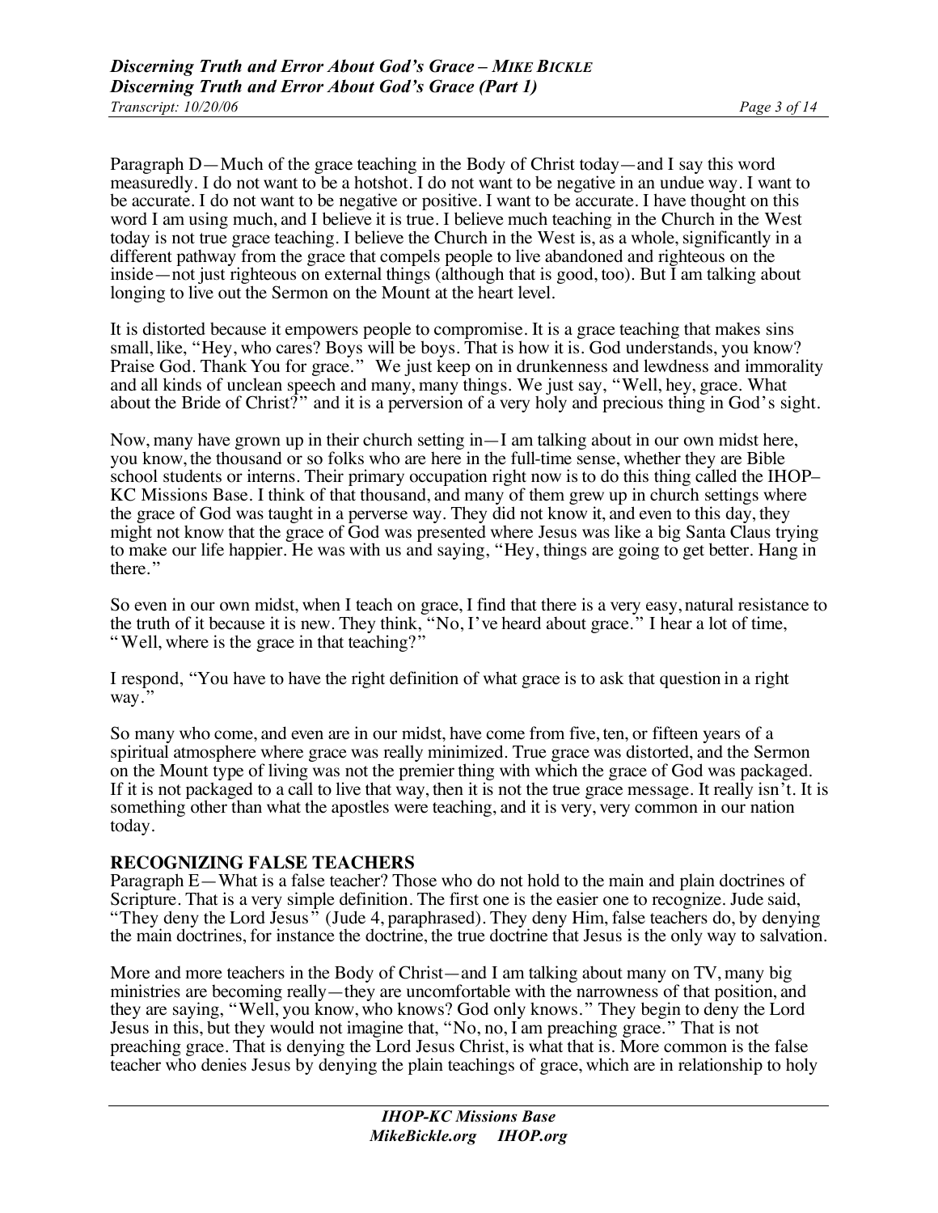Paragraph D—Much of the grace teaching in the Body of Christ today—and I say this word measuredly. I do not want to be a hotshot. I do not want to be negative in an undue way. I want to be accurate. I do not want to be negative or positive. I want to be accurate. I have thought on this word I am using much, and I believe it is true. I believe much teaching in the Church in the West today is not true grace teaching. I believe the Church in the West is, as a whole, significantly in a different pathway from the grace that compels people to live abandoned and righteous on the inside—not just righteous on external things (although that is good, too). But I am talking about longing to live out the Sermon on the Mount at the heart level.

It is distorted because it empowers people to compromise. It is a grace teaching that makes sins small, like, "Hey, who cares? Boys will be boys. That is how it is. God understands, you know? Praise God. Thank You for grace." We just keep on in drunkenness and lewdness and immorality and all kinds of unclean speech and many, many things. We just say, "Well, hey, grace. What about the Bride of Christ?" and it is a perversion of a very holy and precious thing in God's sight.

Now, many have grown up in their church setting in—I am talking about in our own midst here, you know, the thousand or so folks who are here in the full-time sense, whether they are Bible school students or interns. Their primary occupation right now is to do this thing called the IHOP–KC Missions Base. I think of that thousand, and many of them grew up in church settings where the grace of God was taught in a perverse way. They did not know it, and even to this day, they might not know that the grace of God was presented where Jesus was like a big Santa Claus trying to make our life happier. He was with us and saying, "Hey, things are going to get better. Hang in there."

So even in our own midst, when I teach on grace, I find that there is a very easy, natural resistance to the truth of it because it is new. They think, "No, I've heard about grace." I hear a lot of time, "Well, where is the grace in that teaching?"

I respond, "You have to have the right definition of what grace is to ask that question in a right way."

So many who come, and even are in our midst, have come from five, ten, or fifteen years of a spiritual atmosphere where grace was really minimized. True grace was distorted, and the Sermon on the Mount type of living was not the premier thing with which the grace of God was packaged. If it is not packaged to a call to live that way, then it is not the true grace message. It really isn't. It is something other than what the apostles were teaching, and it is very, very common in our nation today.

## RECOGNIZING FALSE TEACHERS

Paragraph E—What is a false teacher? Those who do not hold to the main and plain doctrines of Scripture. That is a very simple definition. The first one is the easier one to recognize. Jude said, "They deny the Lord Jesus" (Jude 4, paraphrased). They deny Him, false teachers do, by denying the main doctrines, for instance the doctrine, the true doctrine that Jesus is the only way to salvation.

More and more teachers in the Body of Christ—and I am talking about many on TV, many big ministries are becoming really—they are uncomfortable with the narrowness of that position, and they are saying, "Well, you know, who knows? God only knows." They begin to deny the Lord Jesus in this, but they would not imagine that, "No, no, I am preaching grace." That is not preaching grace. That is denying the Lord Jesus Christ, is what that is. More common is the false teacher who denies Jesus by denying the plain teachings of grace, which are in relationship to holy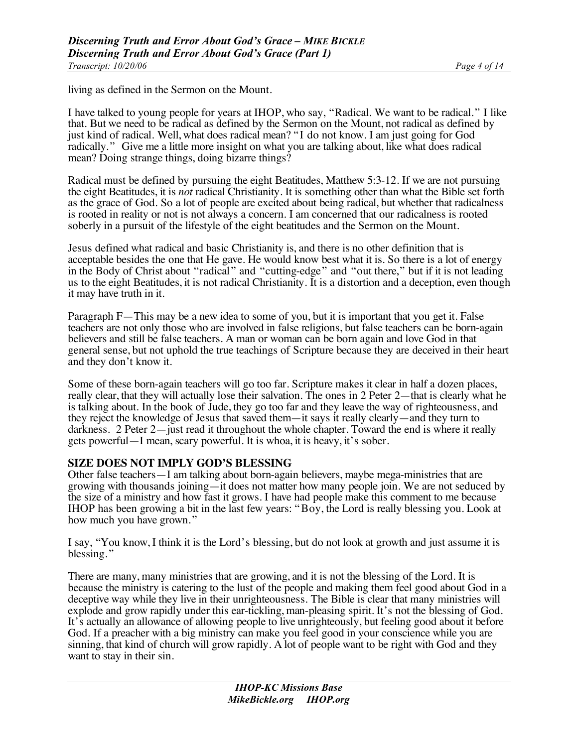living as defined in the Sermon on the Mount.

I have talked to young people for years at IHOP, who say, "Radical. We want to be radical." I like that. But we need to be radical as defined by the Sermon on the Mount, not radical as defined by just kind of radical. Well, what does radical mean? "I do not know. I am just going for God radically." Give me a little more insight on what you are talking about, like what does radical mean? Doing strange things, doing bizarre things?

Radical must be defined by pursuing the eight Beatitudes, Matthew 5:3-12. If we are not pursuing the eight Beatitudes, it is *not* radical Christianity. It is something other than what the Bible set forth as the grace of God. So a lot of people are excited about being radical, but whether that radicalness is rooted in reality or not is not always a concern. I am concerned that our radicalness is rooted soberly in a pursuit of the lifestyle of the eight beatitudes and the Sermon on the Mount.

Jesus defined what radical and basic Christianity is, and there is no other definition that is acceptable besides the one that He gave. He would know best what it is. So there is a lot of energy in the Body of Christ about "radical" and "cutting-edge" and "out there," but if it is not leading us to the eight Beatitudes, it is not radical Christianity. It is a distortion and a deception, even though it may have truth in it.

Paragraph F—This may be a new idea to some of you, but it is important that you get it. False teachers are not only those who are involved in false religions, but false teachers can be born-again believers and still be false teachers. A man or woman can be born again and love God in that general sense, but not uphold the true teachings of Scripture because they are deceived in their heart and they don't know it.

Some of these born-again teachers will go too far. Scripture makes it clear in half a dozen places, really clear, that they will actually lose their salvation. The ones in 2 Peter 2—that is clearly what he is talking about. In the book of Jude, they go too far and they leave the way of righteousness, and they reject the knowledge of Jesus that saved them—it says it really clearly—and they turn to darkness. 2 Peter 2—just read it throughout the whole chapter. Toward the end is where it really gets powerful—I mean, scary powerful. It is whoa, it is heavy, it's sober.

**SIZE DOES NOT IMPLY GOD'S BLESSING**

Other false teachers—I am talking about born-again believers, maybe mega-ministries that are growing with thousands joining—it does not matter how many people join. We are not seduced by the size of a ministry and how fast it grows. I have had people make this comment to me because IHOP has been growing a bit in the last few years: "Boy, the Lord is really blessing you. Look at how much you have grown."

I say, "You know, I think it is the Lord's blessing, but do not look at growth and just assume it is blessing."

There are many, many ministries that are growing, and it is not the blessing of the Lord. It is because the ministry is catering to the lust of the people and making them feel good about God in a deceptive way while they live in their unrighteousness. The Bible is clear that many ministries will explode and grow rapidly under this ear-tickling, man-pleasing spirit. It's not the blessing of God. It's actually an allowance of allowing people to live unrighteously, but feeling good about it before God. If a preacher with a big ministry can make you feel good in your conscience while you are sinning, that kind of church will grow rapidly. A lot of people want to be right with God and they want to stay in their sin.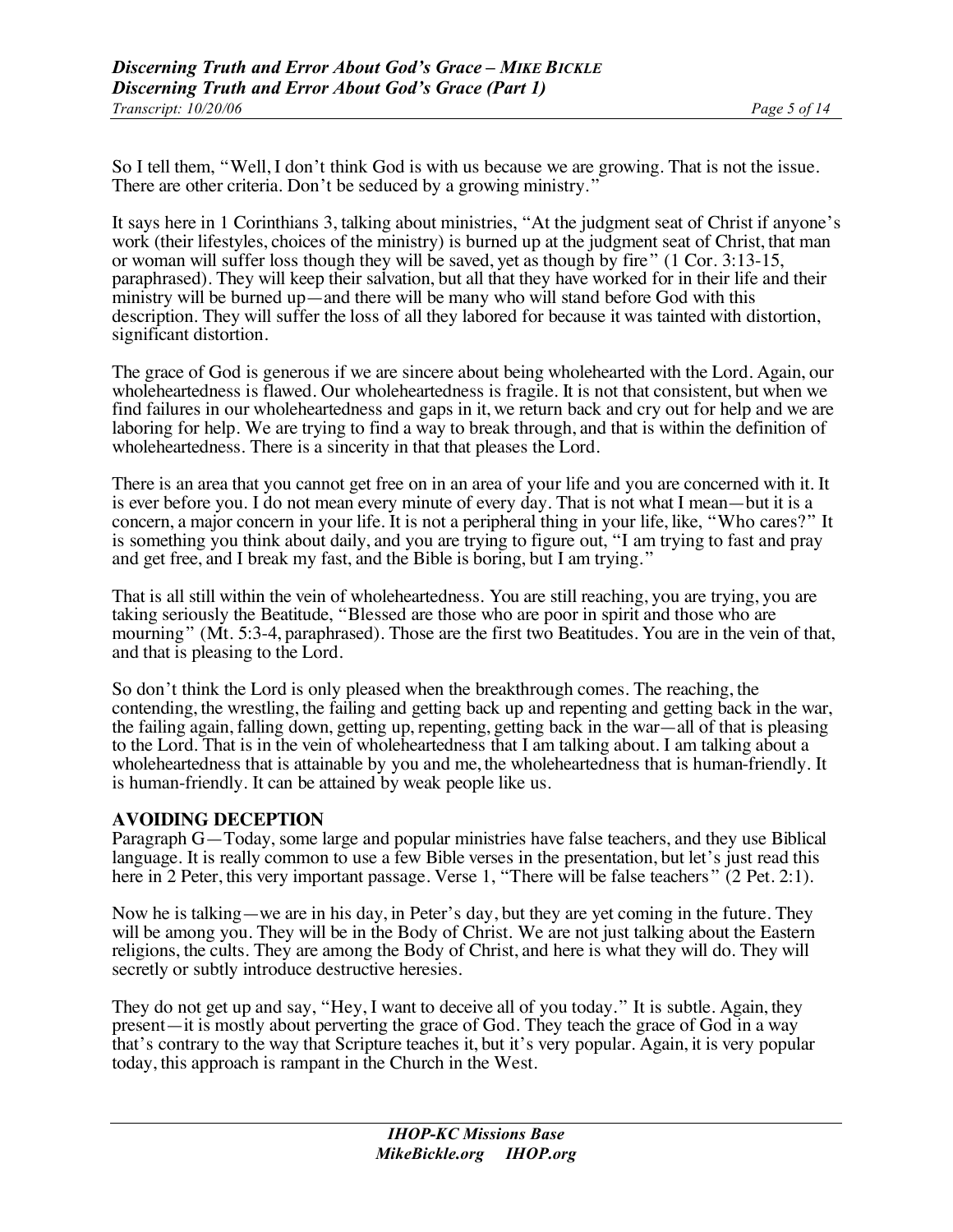So I tell them, "Well, I don't think God is with us because we are growing. That is not the issue. There are other criteria. Don't be seduced by a growing ministry."

It says here in 1 Corinthians 3, talking about ministries, "At the judgment seat of Christ if anyone's work (their lifestyles, choices of the ministry) is burned up at the judgment seat of Christ, that man or woman will suffer loss though they will be saved, yet as though by fire" (1 Cor. 3:13-15, paraphrased). They will keep their salvation, but all that they have worked for in their life and their ministry will be burned up—and there will be many who will stand before God with this description. They will suffer the loss of all they labored for because it was tainted with distortion, significant distortion.

The grace of God is generous if we are sincere about being wholehearted with the Lord. Again, our wholeheartedness is flawed. Our wholeheartedness is fragile. It is not that consistent, but when we find failures in our wholeheartedness and gaps in it, we return back and cry out for help and we are laboring for help. We are trying to find a way to break through, and that is within the definition of wholeheartedness. There is a sincerity in that that pleases the Lord.

There is an area that you cannot get free on in an area of your life and you are concerned with it. It is ever before you. I do not mean every minute of every day. That is not what I mean—but it is a concern, a major concern in your life. It is not a peripheral thing in your life, like, "Who cares?" It is something you think about daily, and you are trying to figure out, "I am trying to fast and pray and get free, and I break my fast, and the Bible is boring, but I am trying."

That is all still within the vein of wholeheartedness. You are still reaching, you are trying, you are taking seriously the Beatitude, "Blessed are those who are poor in spirit and those who are mourning" (Mt. 5:3-4, paraphrased). Those are the first two Beatitudes. You are in the vein of that, and that is pleasing to the Lord.

So don't think the Lord is only pleased when the breakthrough comes. The reaching, the contending, the wrestling, the failing and getting back up and repenting and getting back in the war, the failing again, falling down, getting up, repenting, getting back in the war—all of that is pleasing to the Lord. That is in the vein of wholeheartedness that I am talking about. I am talking about a wholeheartedness that is attainable by you and me, the wholeheartedness that is human-friendly. It is human-friendly. It can be attained by weak people like us.

## AVOIDING DECEPTION

Paragraph G—Today, some large and popular ministries have false teachers, and they use Biblical language. It is really common to use a few Bible verses in the presentation, but let's just read this here in 2 Peter, this very important passage. Verse 1, "There will be false teachers" (2 Pet. 2:1).

Now he is talking—we are in his day, in Peter's day, but they are yet coming in the future. They will be among you. They will be in the Body of Christ. We are not just talking about the Eastern religions, the cults. They are among the Body of Christ, and here is what they will do. They will secretly or subtly introduce destructive heresies.

They do not get up and say, "Hey, I want to deceive all of you today." It is subtle. Again, they present—it is mostly about perverting the grace of God. They teach the grace of God in a way that's contrary to the way that Scripture teaches it, but it's very popular. Again, it is very popular today, this approach is rampant in the Church in the West.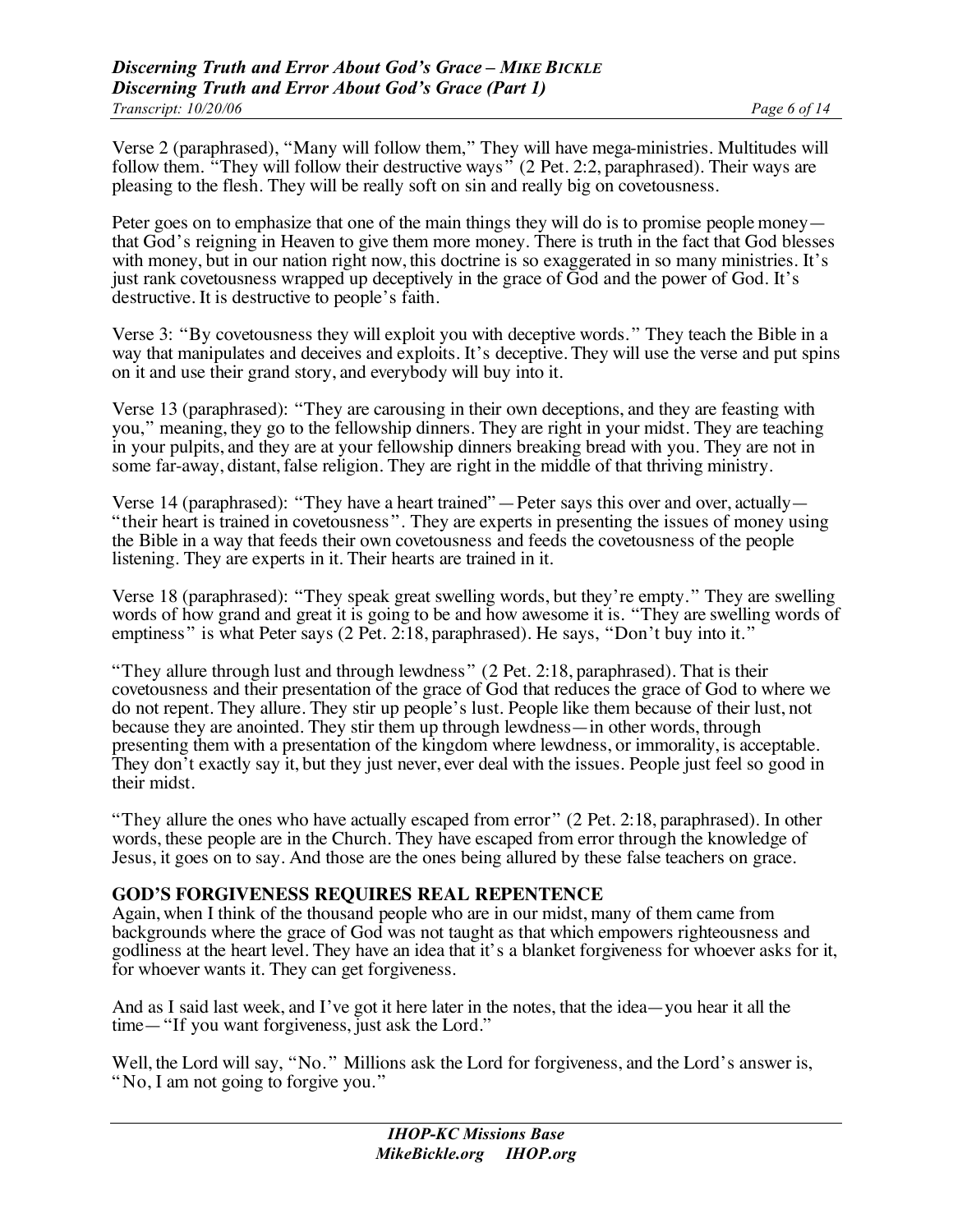Verse 2 (paraphrased), "Many will follow them," They will have mega-ministries. Multitudes will follow them. "They will follow their destructive ways" (2 Pet. 2:2, paraphrased). Their ways are pleasing to the flesh. They will be really soft on sin and really big on covetousness.

Peter goes on to emphasize that one of the main things they will do is to promise people money—that God's reigning in Heaven to give them more money. There is truth in the fact that God blesses with money, but in our nation right now, this doctrine is so exaggerated in so many ministries. It's just rank covetousness wrapped up deceptively in the grace of God and the power of God. It's destructive. It is destructive to people's faith.

Verse 3: "By covetousness they will exploit you with deceptive words." They teach the Bible in a way that manipulates and deceives and exploits. It's deceptive. They will use the verse and put spins on it and use their grand story, and everybody will buy into it.

Verse 13 (paraphrased): "They are carousing in their own deceptions, and they are feasting with you," meaning, they go to the fellowship dinners. They are right in your midst. They are teaching in your pulpits, and they are at your fellowship dinners breaking bread with you. They are not in some far-away, distant, false religion. They are right in the middle of that thriving ministry.

Verse 14 (paraphrased): "They have a heart trained"—Peter says this over and over, actually—"their heart is trained in covetousness". They are experts in presenting the issues of money using the Bible in a way that feeds their own covetousness and feeds the covetousness of the people listening. They are experts in it. Their hearts are trained in it.

Verse 18 (paraphrased): "They speak great swelling words, but they're empty." They are swelling words of how grand and great it is going to be and how awesome it is. "They are swelling words of emptiness" is what Peter says (2 Pet. 2:18, paraphrased). He says, "Don't buy into it."

"They allure through lust and through lewdness" (2 Pet. 2:18, paraphrased). That is their covetousness and their presentation of the grace of God that reduces the grace of God to where we do not repent. They allure. They stir up people's lust. People like them because of their lust, not because they are anointed. They stir them up through lewdness—in other words, through presenting them with a presentation of the kingdom where lewdness, or immorality, is acceptable. They don't exactly say it, but they just never, ever deal with the issues. People just feel so good in their midst.

"They allure the ones who have actually escaped from error" (2 Pet. 2:18, paraphrased). In other words, these people are in the Church. They have escaped from error through the knowledge of Jesus, it goes on to say. And those are the ones being allured by these false teachers on grace.

## GOD'S FORGIVENESS REQUIRES REAL REPENTENCE

Again, when I think of the thousand people who are in our midst, many of them came from backgrounds where the grace of God was not taught as that which empowers righteousness and godliness at the heart level. They have an idea that it's a blanket forgiveness for whoever asks for it, for whoever wants it. They can get forgiveness.

And as I said last week, and I've got it here later in the notes, that the idea—you hear it all the time—"If you want forgiveness, just ask the Lord."

Well, the Lord will say, "No." Millions ask the Lord for forgiveness, and the Lord's answer is, "No, I am not going to forgive you."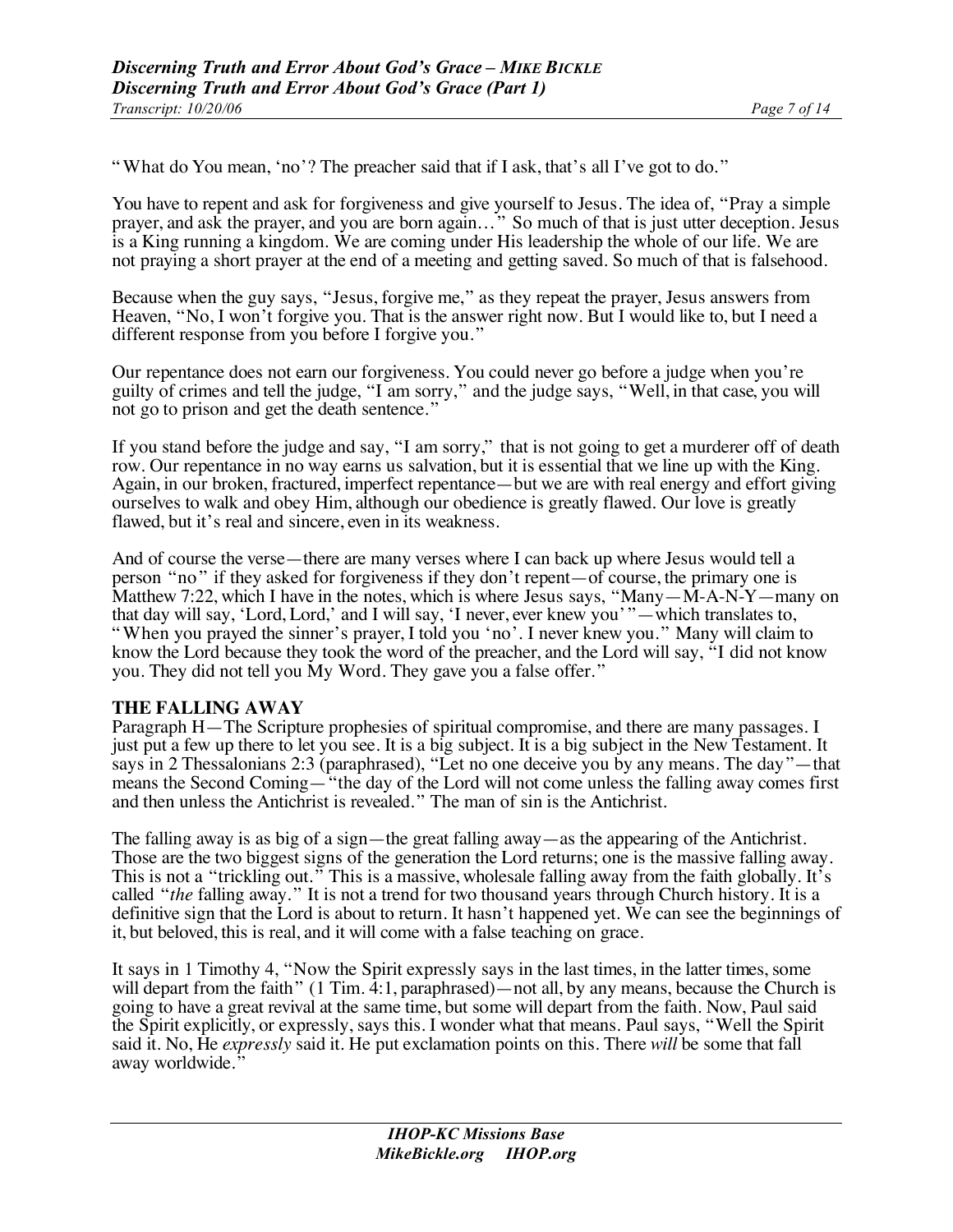"What do You mean, 'no'? The preacher said that if I ask, that's all I've got to do."

You have to repent and ask for forgiveness and give yourself to Jesus. The idea of, "Pray a simple prayer, and ask the prayer, and you are born again…" So much of that is just utter deception. Jesus is a King running a kingdom. We are coming under His leadership the whole of our life. We are not praying a short prayer at the end of a meeting and getting saved. So much of that is falsehood.

Because when the guy says, "Jesus, forgive me," as they repeat the prayer, Jesus answers from Heaven, "No, I won't forgive you. That is the answer right now. But I would like to, but I need a different response from you before I forgive you."

Our repentance does not earn our forgiveness. You could never go before a judge when you're guilty of crimes and tell the judge, "I am sorry," and the judge says, "Well, in that case, you will not go to prison and get the death sentence."

If you stand before the judge and say, "I am sorry," that is not going to get a murderer off of death row. Our repentance in no way earns us salvation, but it is essential that we line up with the King. Again, in our broken, fractured, imperfect repentance—but we are with real energy and effort giving ourselves to walk and obey Him, although our obedience is greatly flawed. Our love is greatly flawed, but it's real and sincere, even in its weakness.

And of course the verse—there are many verses where I can back up where Jesus would tell a person "no" if they asked for forgiveness if they don't repent—of course, the primary one is Matthew 7:22, which I have in the notes, which is where Jesus says, "Many—M-A-N-Y—many on that day will say, 'Lord, Lord,' and I will say, 'I never, ever knew you'"—which translates to, "When you prayed the sinner's prayer, I told you 'no'. I never knew you." Many will claim to know the Lord because they took the word of the preacher, and the Lord will say, "I did not know you. They did not tell you My Word. They gave you a false offer."

**THE FALLING AWAY**

Paragraph H—The Scripture prophesies of spiritual compromise, and there are many passages. I just put a few up there to let you see. It is a big subject. It is a big subject in the New Testament. It says in 2 Thessalonians 2:3 (paraphrased), "Let no one deceive you by any means. The day"—that means the Second Coming—"the day of the Lord will not come unless the falling away comes first and then unless the Antichrist is revealed." The man of sin is the Antichrist.

The falling away is as big of a sign—the great falling away—as the appearing of the Antichrist. Those are the two biggest signs of the generation the Lord returns; one is the massive falling away. This is not a "trickling out." This is a massive, wholesale falling away from the faith globally. It's called "*the* falling away." It is not a trend for two thousand years through Church history. It is a definitive sign that the Lord is about to return. It hasn't happened yet. We can see the beginnings of it, but beloved, this is real, and it will come with a false teaching on grace.

It says in 1 Timothy 4, "Now the Spirit expressly says in the last times, in the latter times, some will depart from the faith" (1 Tim. 4:1, paraphrased)—not all, by any means, because the Church is going to have a great revival at the same time, but some will depart from the faith. Now, Paul said the Spirit explicitly, or expressly, says this. I wonder what that means. Paul says, "Well the Spirit said it. No, He *expressly* said it. He put exclamation points on this. There *will* be some that fall away worldwide."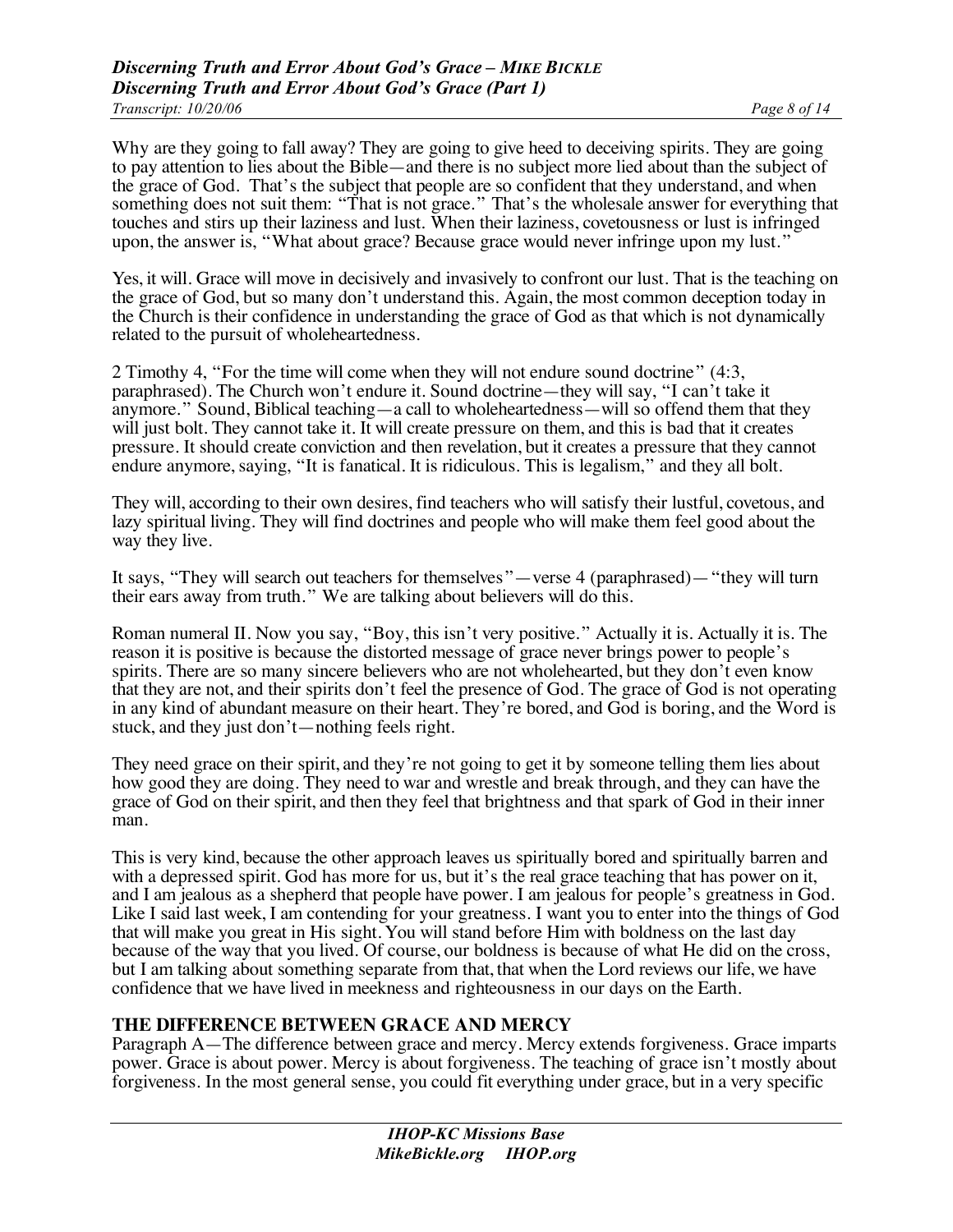Why are they going to fall away? They are going to give heed to deceiving spirits. They are going to pay attention to lies about the Bible—and there is no subject more lied about than the subject of the grace of God. That's the subject that people are so confident that they understand, and when something does not suit them: "That is not grace." That's the wholesale answer for everything that touches and stirs up their laziness and lust. When their laziness, covetousness or lust is infringed upon, the answer is, "What about grace? Because grace would never infringe upon my lust."

Yes, it will. Grace will move in decisively and invasively to confront our lust. That is the teaching on the grace of God, but so many don't understand this. Again, the most common deception today in the Church is their confidence in understanding the grace of God as that which is not dynamically related to the pursuit of wholeheartedness.

2 Timothy 4, "For the time will come when they will not endure sound doctrine" (4:3, paraphrased). The Church won't endure it. Sound doctrine—they will say, "I can't take it anymore." Sound, Biblical teaching—a call to wholeheartedness—will so offend them that they will just bolt. They cannot take it. It will create pressure on them, and this is bad that it creates pressure. It should create conviction and then revelation, but it creates a pressure that they cannot endure anymore, saying, "It is fanatical. It is ridiculous. This is legalism," and they all bolt.

They will, according to their own desires, find teachers who will satisfy their lustful, covetous, and lazy spiritual living. They will find doctrines and people who will make them feel good about the way they live.

It says, "They will search out teachers for themselves"—verse 4 (paraphrased)—"they will turn their ears away from truth." We are talking about believers will do this.

Roman numeral II. Now you say, "Boy, this isn't very positive." Actually it is. Actually it is. The reason it is positive is because the distorted message of grace never brings power to people's spirits. There are so many sincere believers who are not wholehearted, but they don't even know that they are not, and their spirits don't feel the presence of God. The grace of God is not operating in any kind of abundant measure on their heart. They're bored, and God is boring, and the Word is stuck, and they just don't—nothing feels right.

They need grace on their spirit, and they're not going to get it by someone telling them lies about how good they are doing. They need to war and wrestle and break through, and they can have the grace of God on their spirit, and then they feel that brightness and that spark of God in their inner man.

This is very kind, because the other approach leaves us spiritually bored and spiritually barren and with a depressed spirit. God has more for us, but it's the real grace teaching that has power on it, and I am jealous as a shepherd that people have power. I am jealous for people's greatness in God. Like I said last week, I am contending for your greatness. I want you to enter into the things of God that will make you great in His sight. You will stand before Him with boldness on the last day because of the way that you lived. Of course, our boldness is because of what He did on the cross, but I am talking about something separate from that, that when the Lord reviews our life, we have confidence that we have lived in meekness and righteousness in our days on the Earth.

## THE DIFFERENCE BETWEEN GRACE AND MERCY

Paragraph A—The difference between grace and mercy. Mercy extends forgiveness. Grace imparts power. Grace is about power. Mercy is about forgiveness. The teaching of grace isn't mostly about forgiveness. In the most general sense, you could fit everything under grace, but in a very specific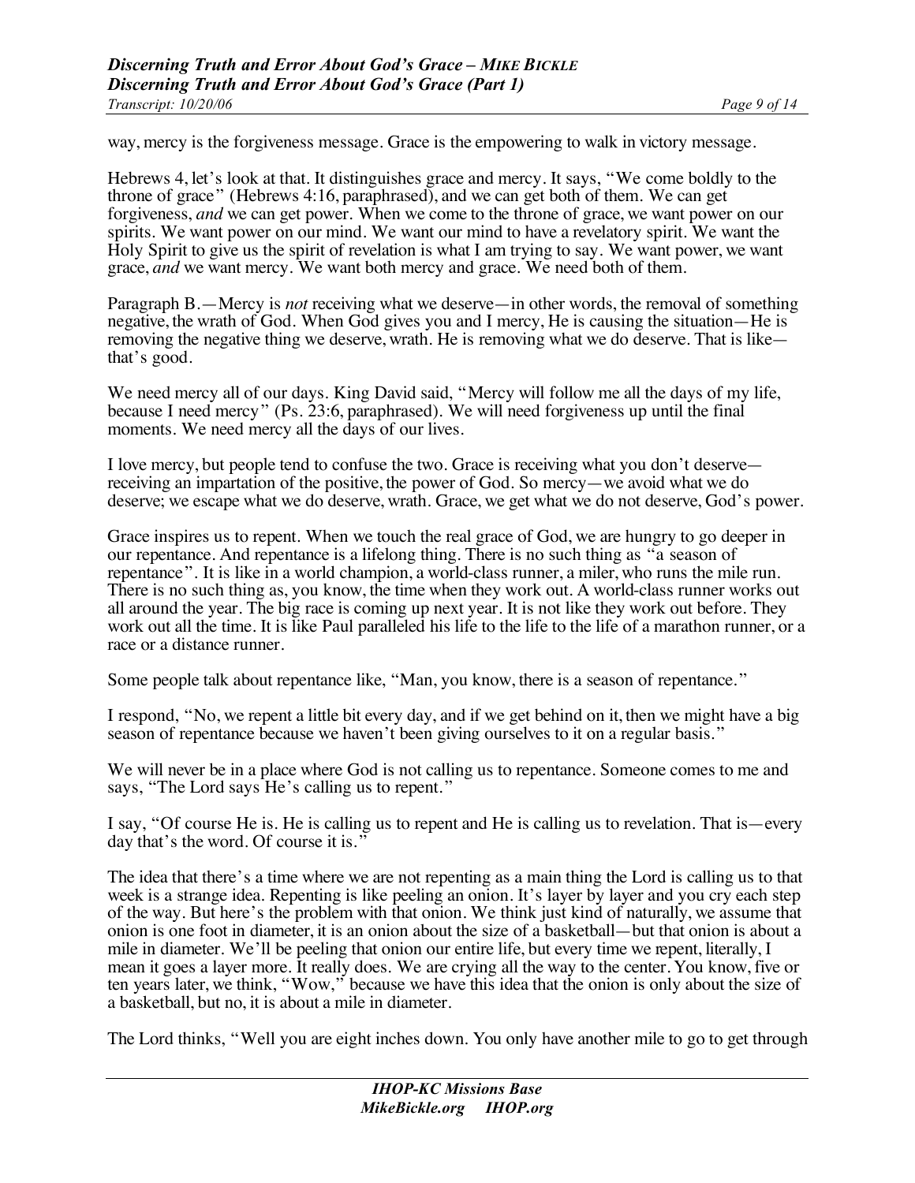way, mercy is the forgiveness message. Grace is the empowering to walk in victory message.

Hebrews 4, let's look at that. It distinguishes grace and mercy. It says, "We come boldly to the throne of grace" (Hebrews 4:16, paraphrased), and we can get both of them. We can get forgiveness, *and* we can get power. When we come to the throne of grace, we want power on our spirits. We want power on our mind. We want our mind to have a revelatory spirit. We want the Holy Spirit to give us the spirit of revelation is what I am trying to say. We want power, we want grace, *and* we want mercy. We want both mercy and grace. We need both of them.

Paragraph B.—Mercy is *not* receiving what we deserve—in other words, the removal of something negative, the wrath of God. When God gives you and I mercy, He is causing the situation—He is removing the negative thing we deserve, wrath. He is removing what we do deserve. That is like—that's good.

We need mercy all of our days. King David said, "Mercy will follow me all the days of my life, because I need mercy" (Ps. 23:6, paraphrased). We will need forgiveness up until the final moments. We need mercy all the days of our lives.

I love mercy, but people tend to confuse the two. Grace is receiving what you don't deserve—receiving an impartation of the positive, the power of God. So mercy—we avoid what we do deserve; we escape what we do deserve, wrath. Grace, we get what we do not deserve, God's power.

Grace inspires us to repent. When we touch the real grace of God, we are hungry to go deeper in our repentance. And repentance is a lifelong thing. There is no such thing as "a season of repentance". It is like in a world champion, a world-class runner, a miler, who runs the mile run. There is no such thing as, you know, the time when they work out. A world-class runner works out all around the year. The big race is coming up next year. It is not like they work out before. They work out all the time. It is like Paul paralleled his life to the life to the life of a marathon runner, or a race or a distance runner.

Some people talk about repentance like, "Man, you know, there is a season of repentance."

I respond, "No, we repent a little bit every day, and if we get behind on it, then we might have a big season of repentance because we haven't been giving ourselves to it on a regular basis."

We will never be in a place where God is not calling us to repentance. Someone comes to me and says, "The Lord says He's calling us to repent."

I say, "Of course He is. He is calling us to repent and He is calling us to revelation. That is—every day that's the word. Of course it is."

The idea that there's a time where we are not repenting as a main thing the Lord is calling us to that week is a strange idea. Repenting is like peeling an onion. It's layer by layer and you cry each step of the way. But here's the problem with that onion. We think just kind of naturally, we assume that onion is one foot in diameter, it is an onion about the size of a basketball—but that onion is about a mile in diameter. We'll be peeling that onion our entire life, but every time we repent, literally, I mean it goes a layer more. It really does. We are crying all the way to the center. You know, five or ten years later, we think, "Wow," because we have this idea that the onion is only about the size of a basketball, but no, it is about a mile in diameter.

The Lord thinks, "Well you are eight inches down. You only have another mile to go to get through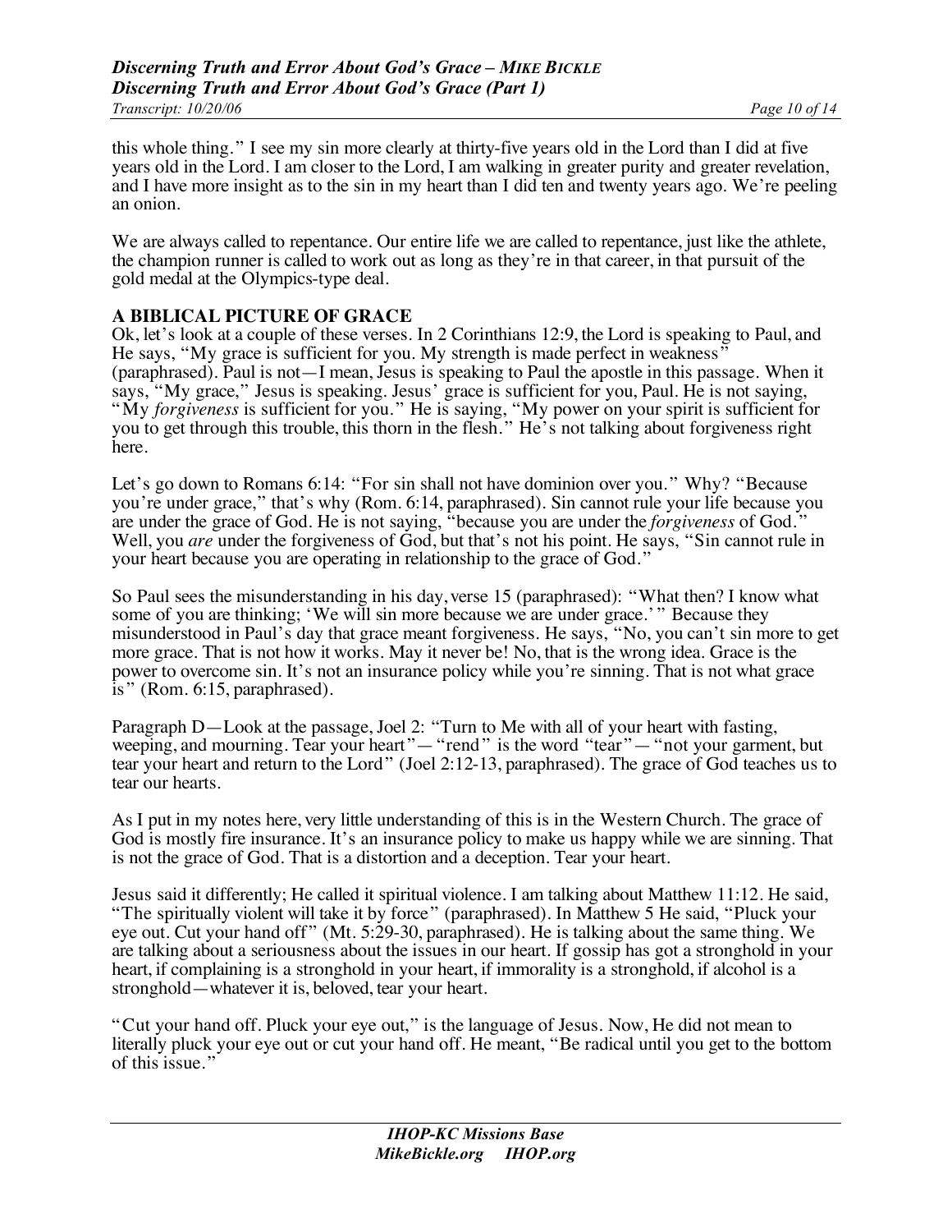this whole thing." I see my sin more clearly at thirty-five years old in the Lord than I did at five years old in the Lord. I am closer to the Lord, I am walking in greater purity and greater revelation, and I have more insight as to the sin in my heart than I did ten and twenty years ago. We're peeling an onion.

We are always called to repentance. Our entire life we are called to repentance, just like the athlete, the champion runner is called to work out as long as they're in that career, in that pursuit of the gold medal at the Olympics-type deal.

**A BIBLICAL PICTURE OF GRACE**

Ok, let's look at a couple of these verses. In 2 Corinthians 12:9, the Lord is speaking to Paul, and He says, "My grace is sufficient for you. My strength is made perfect in weakness" (paraphrased). Paul is not—I mean, Jesus is speaking to Paul the apostle in this passage. When it says, "My grace," Jesus is speaking. Jesus' grace is sufficient for you, Paul. He is not saying, "My *forgiveness* is sufficient for you." He is saying, "My power on your spirit is sufficient for you to get through this trouble, this thorn in the flesh." He's not talking about forgiveness right here.

Let's go down to Romans 6:14: "For sin shall not have dominion over you." Why? "Because you're under grace," that's why (Rom. 6:14, paraphrased). Sin cannot rule your life because you are under the grace of God. He is not saying, "because you are under the *forgiveness* of God." Well, you *are* under the forgiveness of God, but that's not his point. He says, "Sin cannot rule in your heart because you are operating in relationship to the grace of God."

So Paul sees the misunderstanding in his day, verse 15 (paraphrased): "What then? I know what some of you are thinking; 'We will sin more because we are under grace.'" Because they misunderstood in Paul's day that grace meant forgiveness. He says, "No, you can't sin more to get more grace. That is not how it works. May it never be! No, that is the wrong idea. Grace is the power to overcome sin. It's not an insurance policy while you're sinning. That is not what grace is" (Rom. 6:15, paraphrased).

Paragraph D—Look at the passage, Joel 2: "Turn to Me with all of your heart with fasting, weeping, and mourning. Tear your heart"—"rend" is the word "tear"—"not your garment, but tear your heart and return to the Lord" (Joel 2:12-13, paraphrased). The grace of God teaches us to tear our hearts.

As I put in my notes here, very little understanding of this is in the Western Church. The grace of God is mostly fire insurance. It's an insurance policy to make us happy while we are sinning. That is not the grace of God. That is a distortion and a deception. Tear your heart.

Jesus said it differently; He called it spiritual violence. I am talking about Matthew 11:12. He said, "The spiritually violent will take it by force" (paraphrased). In Matthew 5 He said, "Pluck your eye out. Cut your hand off" (Mt. 5:29-30, paraphrased). He is talking about the same thing. We are talking about a seriousness about the issues in our heart. If gossip has got a stronghold in your heart, if complaining is a stronghold in your heart, if immorality is a stronghold, if alcohol is a stronghold—whatever it is, beloved, tear your heart.

"Cut your hand off. Pluck your eye out," is the language of Jesus. Now, He did not mean to literally pluck your eye out or cut your hand off. He meant, "Be radical until you get to the bottom of this issue."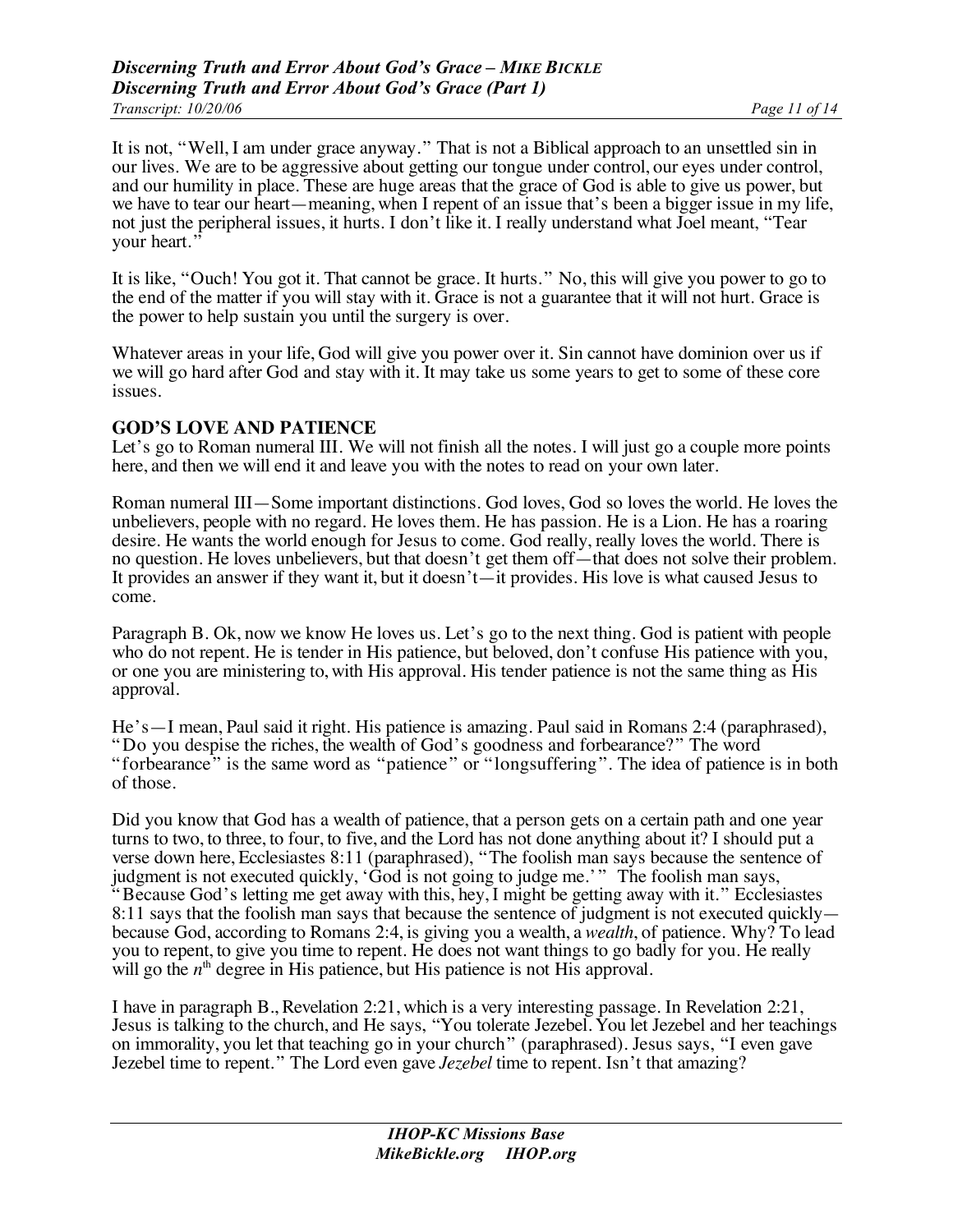It is not, "Well, I am under grace anyway." That is not a Biblical approach to an unsettled sin in our lives. We are to be aggressive about getting our tongue under control, our eyes under control, and our humility in place. These are huge areas that the grace of God is able to give us power, but we have to tear our heart—meaning, when I repent of an issue that's been a bigger issue in my life, not just the peripheral issues, it hurts. I don't like it. I really understand what Joel meant, "Tear your heart."

It is like, "Ouch! You got it. That cannot be grace. It hurts." No, this will give you power to go to the end of the matter if you will stay with it. Grace is not a guarantee that it will not hurt. Grace is the power to help sustain you until the surgery is over.

Whatever areas in your life, God will give you power over it. Sin cannot have dominion over us if we will go hard after God and stay with it. It may take us some years to get to some of these core issues.

## GOD'S LOVE AND PATIENCE

Let's go to Roman numeral III. We will not finish all the notes. I will just go a couple more points here, and then we will end it and leave you with the notes to read on your own later.

Roman numeral III—Some important distinctions. God loves, God so loves the world. He loves the unbelievers, people with no regard. He loves them. He has passion. He is a Lion. He has a roaring desire. He wants the world enough for Jesus to come. God really, really loves the world. There is no question. He loves unbelievers, but that doesn't get them off—that does not solve their problem. It provides an answer if they want it, but it doesn't—it provides. His love is what caused Jesus to come.

Paragraph B. Ok, now we know He loves us. Let's go to the next thing. God is patient with people who do not repent. He is tender in His patience, but beloved, don't confuse His patience with you, or one you are ministering to, with His approval. His tender patience is not the same thing as His approval.

He's—I mean, Paul said it right. His patience is amazing. Paul said in Romans 2:4 (paraphrased), "Do you despise the riches, the wealth of God's goodness and forbearance?" The word "forbearance" is the same word as "patience" or "longsuffering". The idea of patience is in both of those.

Did you know that God has a wealth of patience, that a person gets on a certain path and one year turns to two, to three, to four, to five, and the Lord has not done anything about it? I should put a verse down here, Ecclesiastes 8:11 (paraphrased), "The foolish man says because the sentence of judgment is not executed quickly, 'God is not going to judge me.'" The foolish man says, "Because God's letting me get away with this, hey, I might be getting away with it." Ecclesiastes 8:11 says that the foolish man says that because the sentence of judgment is not executed quickly—because God, according to Romans 2:4, is giving you a wealth, a *wealth*, of patience. Why? To lead you to repent, to give you time to repent. He does not want things to go badly for you. He really will go the $n^{th}$ degree in His patience, but His patience is not His approval.

I have in paragraph B., Revelation 2:21, which is a very interesting passage. In Revelation 2:21, Jesus is talking to the church, and He says, "You tolerate Jezebel. You let Jezebel and her teachings on immorality, you let that teaching go in your church" (paraphrased). Jesus says, "I even gave Jezebel time to repent." The Lord even gave *Jezebel* time to repent. Isn't that amazing?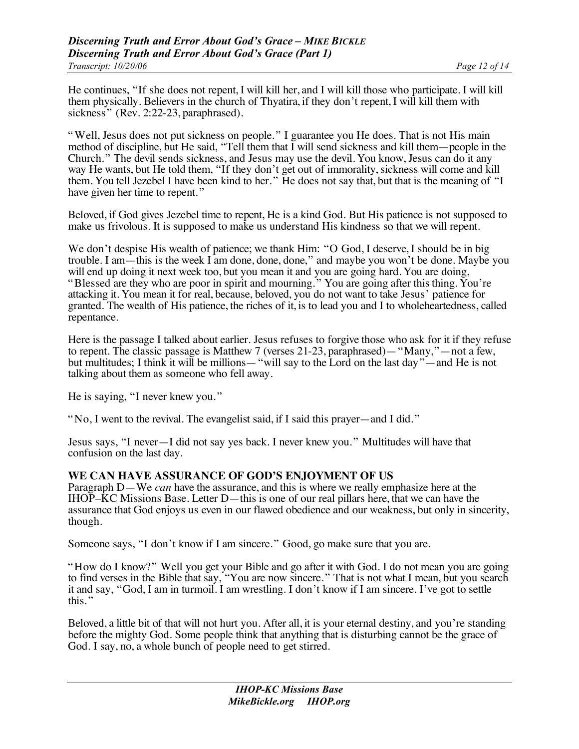He continues, "If she does not repent, I will kill her, and I will kill those who participate. I will kill them physically. Believers in the church of Thyatira, if they don't repent, I will kill them with sickness" (Rev. 2:22-23, paraphrased).

"Well, Jesus does not put sickness on people." I guarantee you He does. That is not His main method of discipline, but He said, "Tell them that I will send sickness and kill them—people in the Church." The devil sends sickness, and Jesus may use the devil. You know, Jesus can do it any way He wants, but He told them, "If they don't get out of immorality, sickness will come and kill them. You tell Jezebel I have been kind to her." He does not say that, but that is the meaning of "I have given her time to repent."

Beloved, if God gives Jezebel time to repent, He is a kind God. But His patience is not supposed to make us frivolous. It is supposed to make us understand His kindness so that we will repent.

We don't despise His wealth of patience; we thank Him: "O God, I deserve, I should be in big trouble. I am—this is the week I am done, done, done," and maybe you won't be done. Maybe you will end up doing it next week too, but you mean it and you are going hard. You are doing, "Blessed are they who are poor in spirit and mourning." You are going after this thing. You're attacking it. You mean it for real, because, beloved, you do not want to take Jesus' patience for granted. The wealth of His patience, the riches of it, is to lead you and I to wholeheartedness, called repentance.

Here is the passage I talked about earlier. Jesus refuses to forgive those who ask for it if they refuse to repent. The classic passage is Matthew 7 (verses 21-23, paraphrased)—"Many,"—not a few, but multitudes; I think it will be millions—"will say to the Lord on the last day"—and He is not talking about them as someone who fell away.

He is saying, "I never knew you."

"No, I went to the revival. The evangelist said, if I said this prayer—and I did."

Jesus says, "I never—I did not say yes back. I never knew you." Multitudes will have that confusion on the last day.

## WE CAN HAVE ASSURANCE OF GOD'S ENJOYMENT OF US

Paragraph D—We *can* have the assurance, and this is where we really emphasize here at the IHOP–KC Missions Base. Letter D—this is one of our real pillars here, that we can have the assurance that God enjoys us even in our flawed obedience and our weakness, but only in sincerity, though.

Someone says, "I don't know if I am sincere." Good, go make sure that you are.

"How do I know?" Well you get your Bible and go after it with God. I do not mean you are going to find verses in the Bible that say, "You are now sincere." That is not what I mean, but you search it and say, "God, I am in turmoil. I am wrestling. I don't know if I am sincere. I've got to settle this."

Beloved, a little bit of that will not hurt you. After all, it is your eternal destiny, and you're standing before the mighty God. Some people think that anything that is disturbing cannot be the grace of God. I say, no, a whole bunch of people need to get stirred.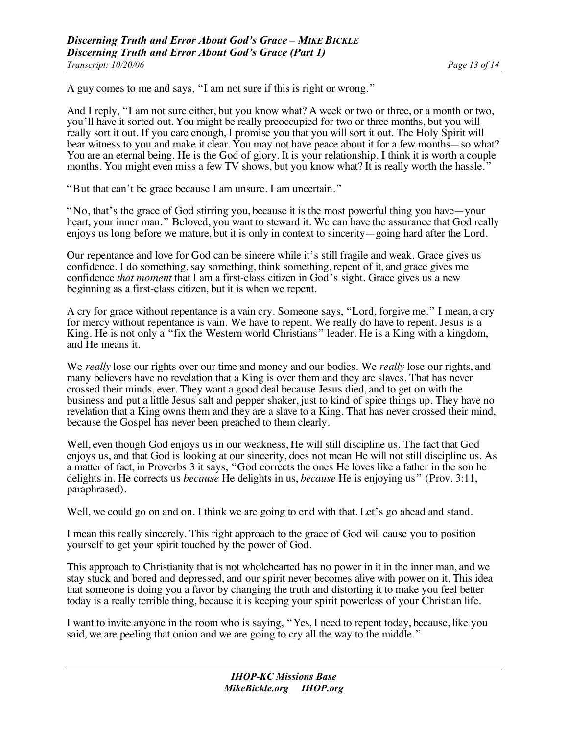A guy comes to me and says, "I am not sure if this is right or wrong."

And I reply, "I am not sure either, but you know what? A week or two or three, or a month or two, you'll have it sorted out. You might be really preoccupied for two or three months, but you will really sort it out. If you care enough, I promise you that you will sort it out. The Holy Spirit will bear witness to you and make it clear. You may not have peace about it for a few months—so what? You are an eternal being. He is the God of glory. It is your relationship. I think it is worth a couple months. You might even miss a few TV shows, but you know what? It is really worth the hassle."

"But that can't be grace because I am unsure. I am uncertain."

"No, that's the grace of God stirring you, because it is the most powerful thing you have—your heart, your inner man." Beloved, you want to steward it. We can have the assurance that God really enjoys us long before we mature, but it is only in context to sincerity—going hard after the Lord.

Our repentance and love for God can be sincere while it's still fragile and weak. Grace gives us confidence. I do something, say something, think something, repent of it, and grace gives me confidence *that moment* that I am a first-class citizen in God's sight. Grace gives us a new beginning as a first-class citizen, but it is when we repent.

A cry for grace without repentance is a vain cry. Someone says, "Lord, forgive me." I mean, a cry for mercy without repentance is vain. We have to repent. We really do have to repent. Jesus is a King. He is not only a "fix the Western world Christians" leader. He is a King with a kingdom, and He means it.

We *really* lose our rights over our time and money and our bodies. We *really* lose our rights, and many believers have no revelation that a King is over them and they are slaves. That has never crossed their minds, ever. They want a good deal because Jesus died, and to get on with the business and put a little Jesus salt and pepper shaker, just to kind of spice things up. They have no revelation that a King owns them and they are a slave to a King. That has never crossed their mind, because the Gospel has never been preached to them clearly.

Well, even though God enjoys us in our weakness, He will still discipline us. The fact that God enjoys us, and that God is looking at our sincerity, does not mean He will not still discipline us. As a matter of fact, in Proverbs 3 it says, "God corrects the ones He loves like a father in the son he delights in. He corrects us *because* He delights in us, *because* He is enjoying us" (Prov. 3:11, paraphrased).

Well, we could go on and on. I think we are going to end with that. Let's go ahead and stand.

I mean this really sincerely. This right approach to the grace of God will cause you to position yourself to get your spirit touched by the power of God.

This approach to Christianity that is not wholehearted has no power in it in the inner man, and we stay stuck and bored and depressed, and our spirit never becomes alive with power on it. This idea that someone is doing you a favor by changing the truth and distorting it to make you feel better today is a really terrible thing, because it is keeping your spirit powerless of your Christian life.

I want to invite anyone in the room who is saying, "Yes, I need to repent today, because, like you said, we are peeling that onion and we are going to cry all the way to the middle."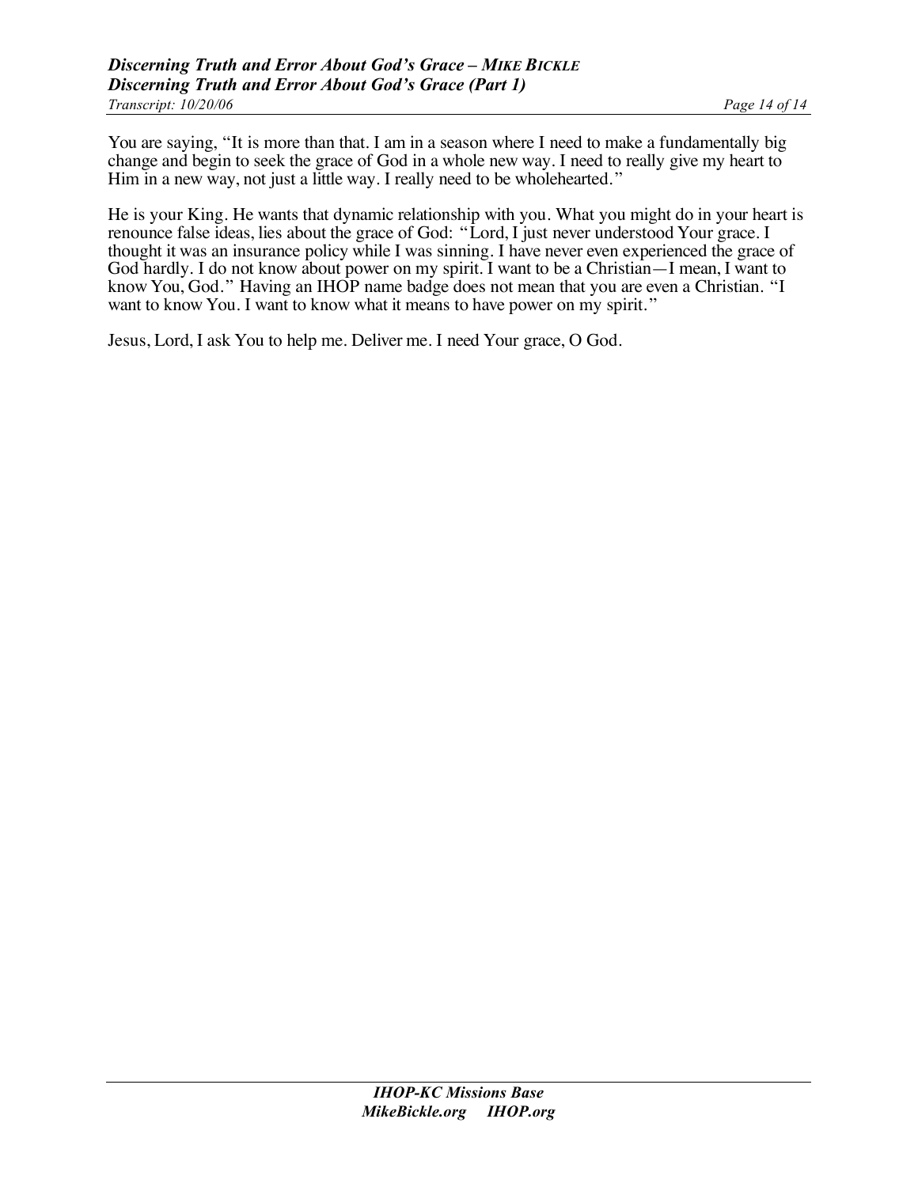You are saying, "It is more than that. I am in a season where I need to make a fundamentally big change and begin to seek the grace of God in a whole new way. I need to really give my heart to Him in a new way, not just a little way. I really need to be wholehearted."

He is your King. He wants that dynamic relationship with you. What you might do in your heart is renounce false ideas, lies about the grace of God: "Lord, I just never understood Your grace. I thought it was an insurance policy while I was sinning. I have never even experienced the grace of God hardly. I do not know about power on my spirit. I want to be a Christian—I mean, I want to know You, God." Having an IHOP name badge does not mean that you are even a Christian. "I want to know You. I want to know what it means to have power on my spirit."

Jesus, Lord, I ask You to help me. Deliver me. I need Your grace, O God.